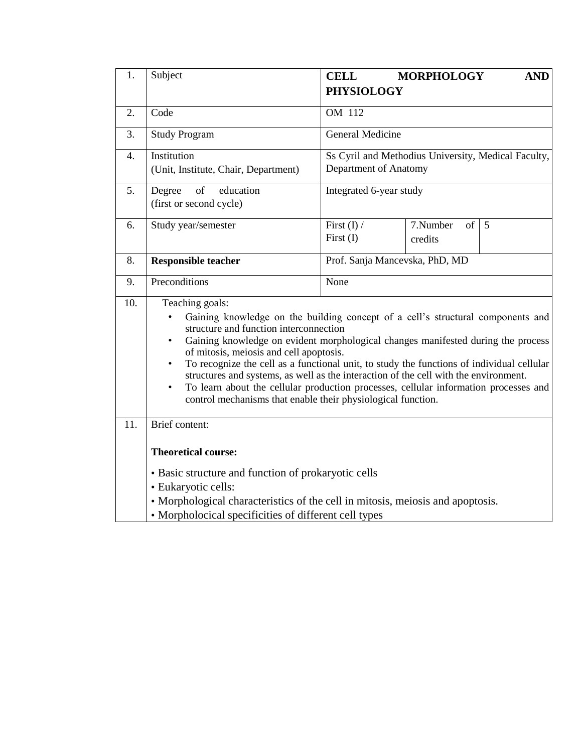| 1. | Subject | **CELL MORPHOLOGY AND PHYSIOLOGY** | | |
|---|---|---|---|---|
| 2. | Code | OM 112 | | |
| 3. | Study Program | General Medicine | | |
| 4. | Institution<br>(Unit, Institute, Chair, Department) | Ss Cyril and Methodius University, Medical Faculty, Department of Anatomy | | |
| 5. | Degree of education<br>(first or second cycle) | Integrated 6-year study | | |
| 6. | Study year/semester | First (I) /<br>First (I) | 7.Number of credits | 5 |
| 8. | **Responsible teacher** | Prof. Sanja Mancevska, PhD, MD | | |
| 9. | Preconditions | None | | |
| 10. | Teaching goals:<br>• Gaining knowledge on the building concept of a cell's structural components and structure and function interconnection<br>• Gaining knowledge on evident morphological changes manifested during the process of mitosis, meiosis and cell apoptosis.<br>• To recognize the cell as a functional unit, to study the functions of individual cellular structures and systems, as well as the interaction of the cell with the environment.<br>• To learn about the cellular production processes, cellular information processes and control mechanisms that enable their physiological function. | | | |
| 11. | Brief content:<br><br>**Theoretical course:**<br><br>• Basic structure and function of prokaryotic cells<br>• Eukaryotic cells:<br>• Morphological characteristics of the cell in mitosis, meiosis and apoptosis.<br>• Morpholocical specificities of different cell types | | | |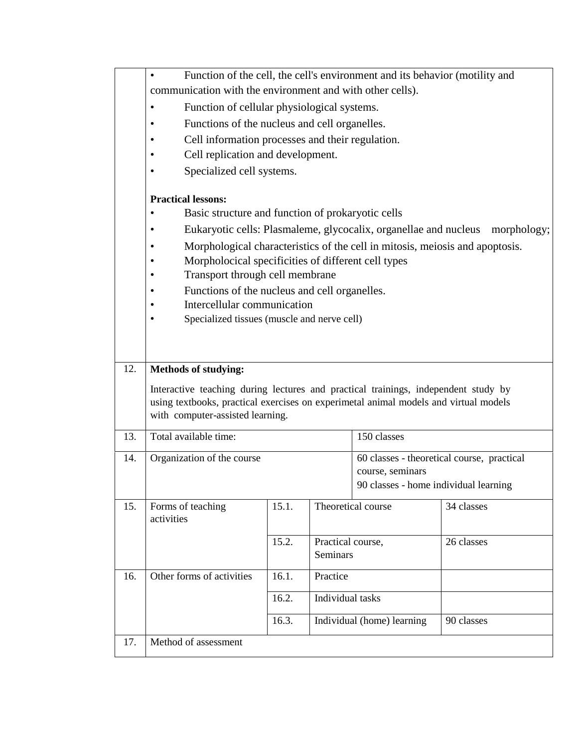| | |
|---|---|
| | • Function of the cell, the cell's environment and its behavior (motility and communication with the environment and with other cells).<br>• Function of cellular physiological systems.<br>• Functions of the nucleus and cell organelles.<br>• Cell information processes and their regulation.<br>• Cell replication and development.<br>• Specialized cell systems.<br><br>**Practical lessons:**<br>• Basic structure and function of prokaryotic cells<br>• Eukaryotic cells: Plasmaleme, glycocalix, organellae and nucleus morphology;<br>• Morphological characteristics of the cell in mitosis, meiosis and apoptosis.<br>• Morpholocical specificities of different cell types<br>• Transport through cell membrane<br>• Functions of the nucleus and cell organelles.<br>• Intercellular communication<br>• Specialized tissues (muscle and nerve cell) |
| 12. | **Methods of studying:**<br><br>Interactive teaching during lectures and practical trainings, independent study by using textbooks, practical exercises on experimetal animal models and virtual models with computer-assisted learning. |

| | | | | |
|---|---|---|---|---|
| 13. | Total available time: | | | 150 classes |
| 14. | Organization of the course | | | 60 classes - theoretical course, practical course, seminars<br>90 classes - home individual learning |
| 15. | Forms of teaching activities | 15.1. | Theoretical course | 34 classes |
| | | 15.2. | Practical course, Seminars | 26 classes |
| 16. | Other forms of activities | 16.1. | Practice | |
| | | 16.2. | Individual tasks | |
| | | 16.3. | Individual (home) learning | 90 classes |
| 17. | Method of assessment | | | |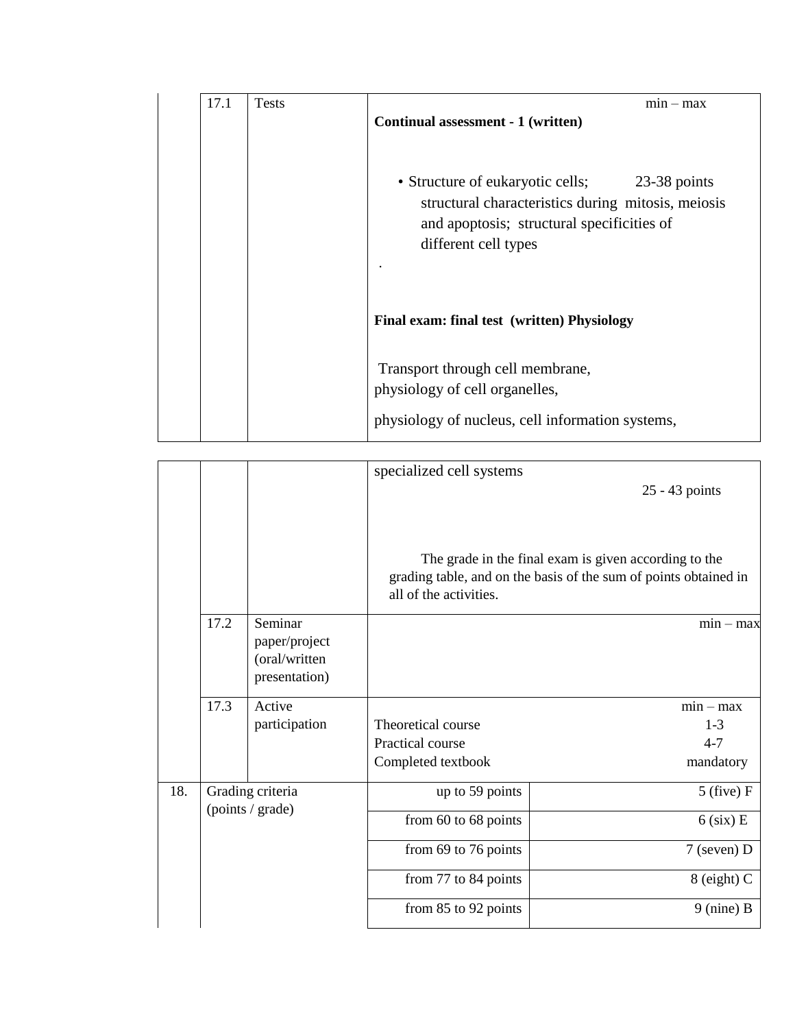| | | | | |
|---|---|---|---|---|
| | 17.1 | Tests | min – max<br>**Continual assessment - 1 (written)**<br><br>• Structure of eukaryotic cells; structural characteristics during mitosis, meiosis and apoptosis; structural specificities of different cell types — 23-38 points<br>.<br><br>**Final exam: final test (written) Physiology**<br><br>Transport through cell membrane,<br>physiology of cell organelles,<br>physiology of nucleus, cell information systems,<br>specialized cell systems — 25 - 43 points<br><br>The grade in the final exam is given according to the grading table, and on the basis of the sum of points obtained in all of the activities. | |
| | 17.2 | Seminar paper/project (oral/written presentation) | min – max | |
| | 17.3 | Active participation | min – max<br>Theoretical course 1-3<br>Practical course 4-7<br>Completed textbook mandatory | |
| 18. | Grading criteria (points / grade) | | up to 59 points | 5 (five) F |
| | | | from 60 to 68 points | 6 (six) E |
| | | | from 69 to 76 points | 7 (seven) D |
| | | | from 77 to 84 points | 8 (eight) C |
| | | | from 85 to 92 points | 9 (nine) B |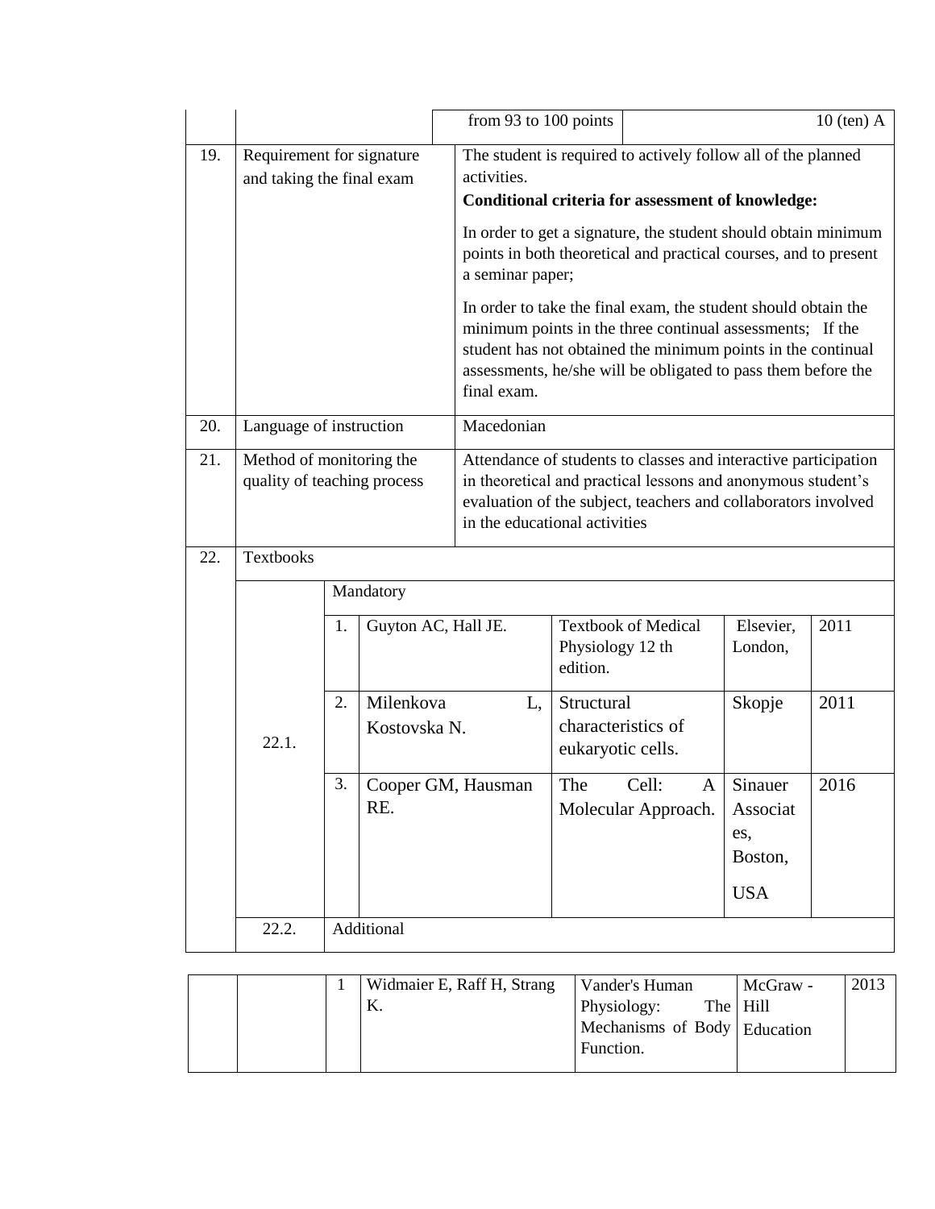| | | | | |
|---|---|---|---|---|
| | | from 93 to 100 points | | 10 (ten) A |
| 19. | Requirement for signature and taking the final exam | The student is required to actively follow all of the planned activities.<br>**Conditional criteria for assessment of knowledge:**<br>In order to get a signature, the student should obtain minimum points in both theoretical and practical courses, and to present a seminar paper;<br>In order to take the final exam, the student should obtain the minimum points in the three continual assessments; If the student has not obtained the minimum points in the continual assessments, he/she will be obligated to pass them before the final exam. | | |
| 20. | Language of instruction | Macedonian | | |
| 21. | Method of monitoring the quality of teaching process | Attendance of students to classes and interactive participation in theoretical and practical lessons and anonymous student's evaluation of the subject, teachers and collaborators involved in the educational activities | | |
| 22. | Textbooks | | | |

| | | | | | | |
|---|---|---|---|---|---|---|
| 22.1. | Mandatory | | | | | |
| | 1. | Guyton AC, Hall JE. | Textbook of Medical Physiology 12 th edition. | Elsevier, London, | 2011 |
| | 2. | Milenkova L, Kostovska N. | Structural characteristics of eukaryotic cells. | Skopje | 2011 |
| | 3. | Cooper GM, Hausman RE. | The Cell: A Molecular Approach. | Sinauer Associates, Boston, USA | 2016 |
| 22.2. | Additional | | | | |
| | 1 | Widmaier E, Raff H, Strang K. | Vander's Human Physiology: The Mechanisms of Body Function. | McGraw - Hill Education | 2013 |